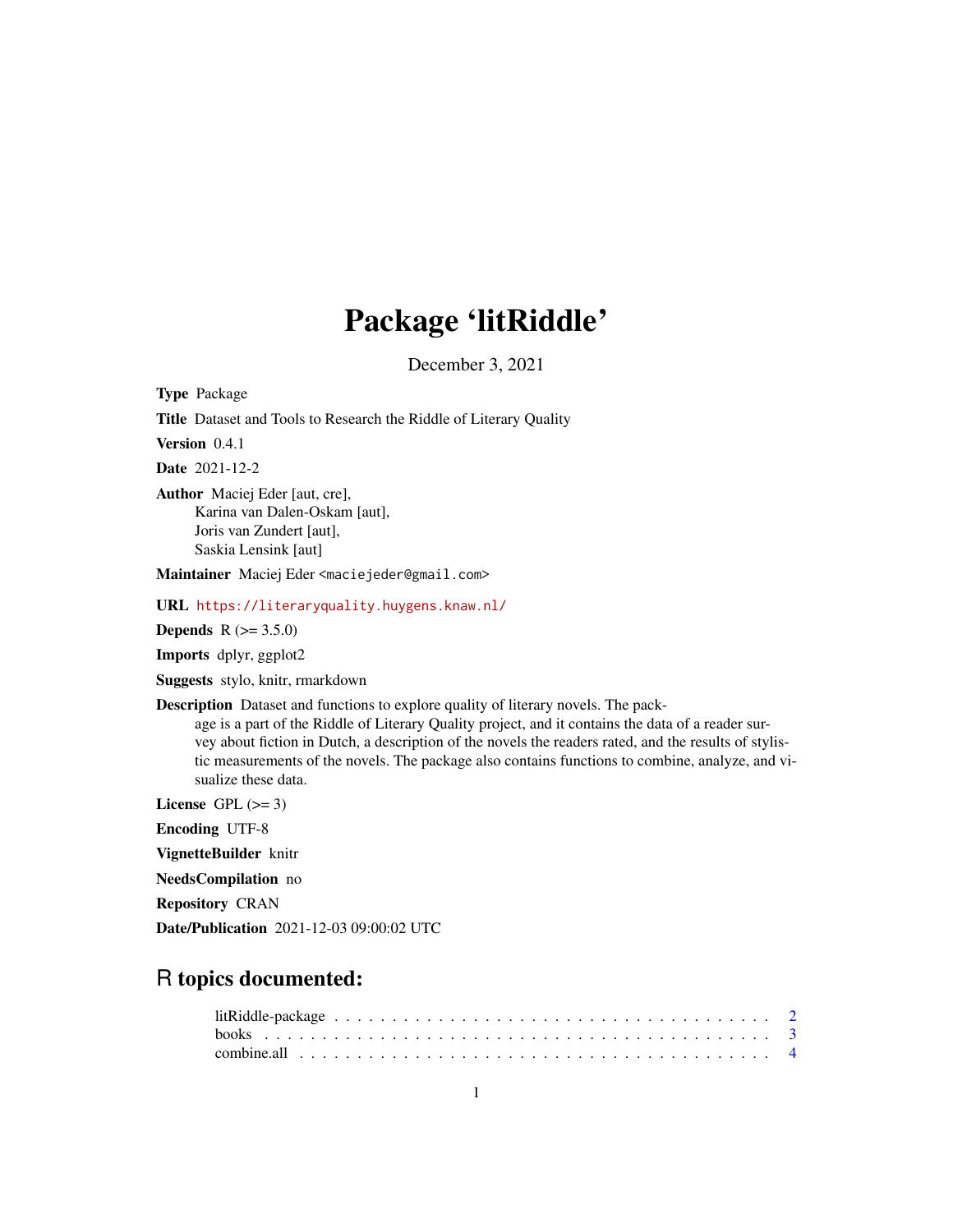# Package 'litRiddle'

December 3, 2021

**Type** Package

**Title** Dataset and Tools to Research the Riddle of Literary Quality

**Version** 0.4.1

**Date** 2021-12-2

**Author** Maciej Eder [aut, cre],
Karina van Dalen-Oskam [aut],
Joris van Zundert [aut],
Saskia Lensink [aut]

**Maintainer** Maciej Eder <maciejeder@gmail.com>

**URL** https://literaryquality.huygens.knaw.nl/

**Depends** R (>= 3.5.0)

**Imports** dplyr, ggplot2

**Suggests** stylo, knitr, rmarkdown

**Description** Dataset and functions to explore quality of literary novels. The package is a part of the Riddle of Literary Quality project, and it contains the data of a reader survey about fiction in Dutch, a description of the novels the readers rated, and the results of stylistic measurements of the novels. The package also contains functions to combine, analyze, and visualize these data.

**License** GPL (>= 3)

**Encoding** UTF-8

**VignetteBuilder** knitr

**NeedsCompilation** no

**Repository** CRAN

**Date/Publication** 2021-12-03 09:00:02 UTC

## R topics documented:

litRiddle-package . . . . . . . . . . . . . . . . . . . . . . . . . . . . . . . . . . . . 2
books . . . . . . . . . . . . . . . . . . . . . . . . . . . . . . . . . . . . . . . . . . 3
combine.all . . . . . . . . . . . . . . . . . . . . . . . . . . . . . . . . . . . . . . . 4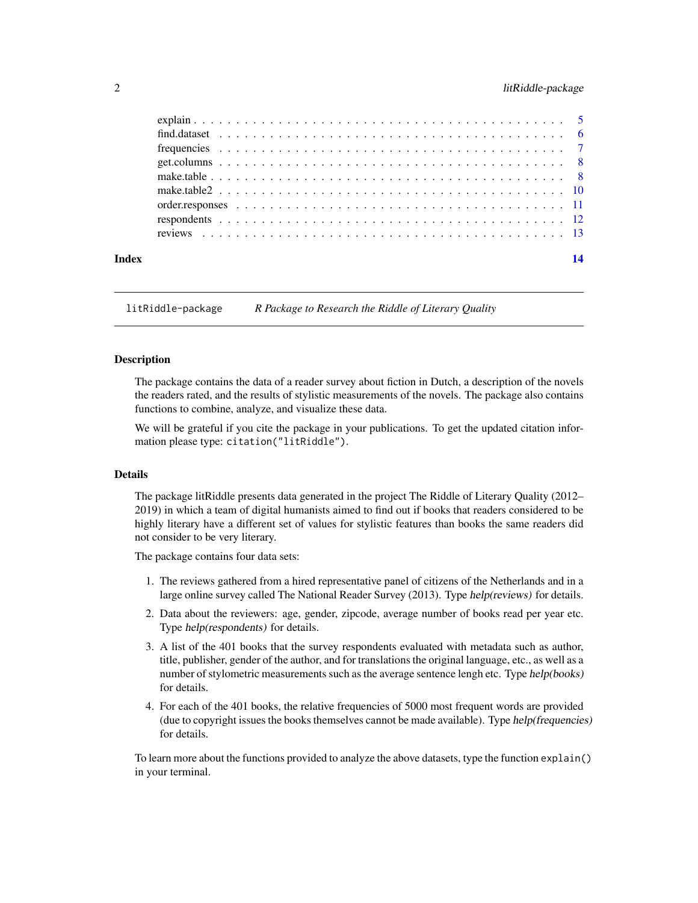| | |
|---|---|
| explain | 5 |
| find.dataset | 6 |
| frequencies | 7 |
| get.columns | 8 |
| make.table | 8 |
| make.table2 | 10 |
| order.responses | 11 |
| respondents | 12 |
| reviews | 13 |

**Index** **14**

## litRiddle-package *R Package to Research the Riddle of Literary Quality*

### Description

The package contains the data of a reader survey about fiction in Dutch, a description of the novels the readers rated, and the results of stylistic measurements of the novels. The package also contains functions to combine, analyze, and visualize these data.

We will be grateful if you cite the package in your publications. To get the updated citation information please type: `citation("litRiddle")`.

### Details

The package litRiddle presents data generated in the project The Riddle of Literary Quality (2012–2019) in which a team of digital humanists aimed to find out if books that readers considered to be highly literary have a different set of values for stylistic features than books the same readers did not consider to be very literary.

The package contains four data sets:

1. The reviews gathered from a hired representative panel of citizens of the Netherlands and in a large online survey called The National Reader Survey (2013). Type *help(reviews)* for details.
2. Data about the reviewers: age, gender, zipcode, average number of books read per year etc. Type *help(respondents)* for details.
3. A list of the 401 books that the survey respondents evaluated with metadata such as author, title, publisher, gender of the author, and for translations the original language, etc., as well as a number of stylometric measurements such as the average sentence lengh etc. Type *help(books)* for details.
4. For each of the 401 books, the relative frequencies of 5000 most frequent words are provided (due to copyright issues the books themselves cannot be made available). Type *help(frequencies)* for details.

To learn more about the functions provided to analyze the above datasets, type the function `explain()` in your terminal.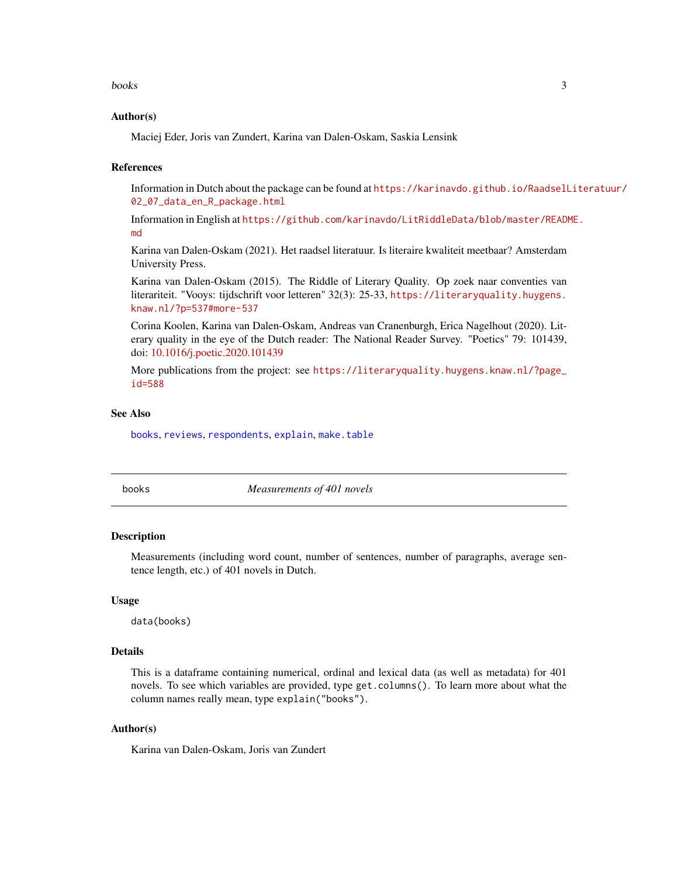### Author(s)

Maciej Eder, Joris van Zundert, Karina van Dalen-Oskam, Saskia Lensink

### References

Information in Dutch about the package can be found at https://karinavdo.github.io/RaadselLiteratuur/02_07_data_en_R_package.html

Information in English at https://github.com/karinavdo/LitRiddleData/blob/master/README.md

Karina van Dalen-Oskam (2021). Het raadsel literatuur. Is literaire kwaliteit meetbaar? Amsterdam University Press.

Karina van Dalen-Oskam (2015). The Riddle of Literary Quality. Op zoek naar conventies van literariteit. "Vooys: tijdschrift voor letteren" 32(3): 25-33, https://literaryquality.huygens.knaw.nl/?p=537#more-537

Corina Koolen, Karina van Dalen-Oskam, Andreas van Cranenburgh, Erica Nagelhout (2020). Literary quality in the eye of the Dutch reader: The National Reader Survey. "Poetics" 79: 101439, doi: 10.1016/j.poetic.2020.101439

More publications from the project: see https://literaryquality.huygens.knaw.nl/?page_id=588

### See Also

`books`, `reviews`, `respondents`, `explain`, `make.table`

---

## books — *Measurements of 401 novels*

---

### Description

Measurements (including word count, number of sentences, number of paragraphs, average sentence length, etc.) of 401 novels in Dutch.

### Usage

```
data(books)
```

### Details

This is a dataframe containing numerical, ordinal and lexical data (as well as metadata) for 401 novels. To see which variables are provided, type `get.columns()`. To learn more about what the column names really mean, type `explain("books")`.

### Author(s)

Karina van Dalen-Oskam, Joris van Zundert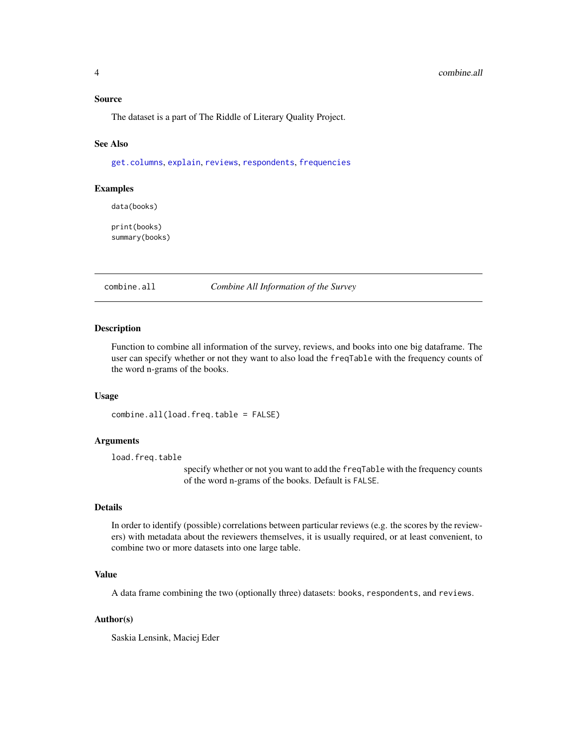### Source

The dataset is a part of The Riddle of Literary Quality Project.

### See Also

`get.columns`, `explain`, `reviews`, `respondents`, `frequencies`

### Examples

```
data(books)

print(books)
summary(books)
```

---

## combine.all — *Combine All Information of the Survey*

---

### Description

Function to combine all information of the survey, reviews, and books into one big dataframe. The user can specify whether or not they want to also load the `freqTable` with the frequency counts of the word n-grams of the books.

### Usage

```
combine.all(load.freq.table = FALSE)
```

### Arguments

`load.freq.table`
: specify whether or not you want to add the `freqTable` with the frequency counts of the word n-grams of the books. Default is `FALSE`.

### Details

In order to identify (possible) correlations between particular reviews (e.g. the scores by the reviewers) with metadata about the reviewers themselves, it is usually required, or at least convenient, to combine two or more datasets into one large table.

### Value

A data frame combining the two (optionally three) datasets: `books`, `respondents`, and `reviews`.

### Author(s)

Saskia Lensink, Maciej Eder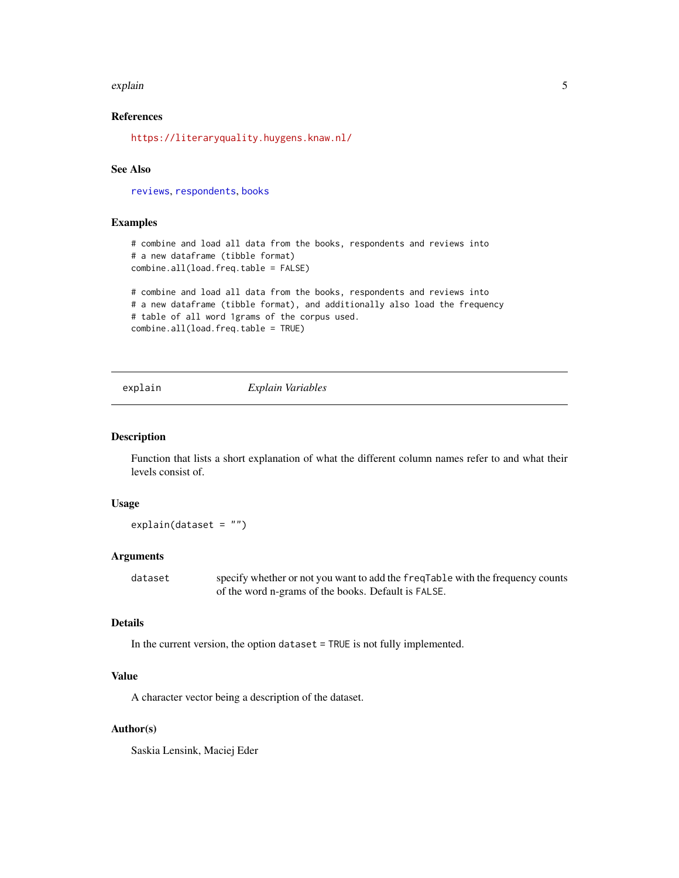### References

https://literaryquality.huygens.knaw.nl/

### See Also

reviews, respondents, books

### Examples

```
# combine and load all data from the books, respondents and reviews into
# a new dataframe (tibble format)
combine.all(load.freq.table = FALSE)

# combine and load all data from the books, respondents and reviews into
# a new dataframe (tibble format), and additionally also load the frequency
# table of all word 1grams of the corpus used.
combine.all(load.freq.table = TRUE)
```

---

## explain — *Explain Variables*

### Description

Function that lists a short explanation of what the different column names refer to and what their levels consist of.

### Usage

```
explain(dataset = "")
```

### Arguments

| | |
|---|---|
| `dataset` | specify whether or not you want to add the `freqTable` with the frequency counts of the word n-grams of the books. Default is `FALSE`. |

### Details

In the current version, the option `dataset = TRUE` is not fully implemented.

### Value

A character vector being a description of the dataset.

### Author(s)

Saskia Lensink, Maciej Eder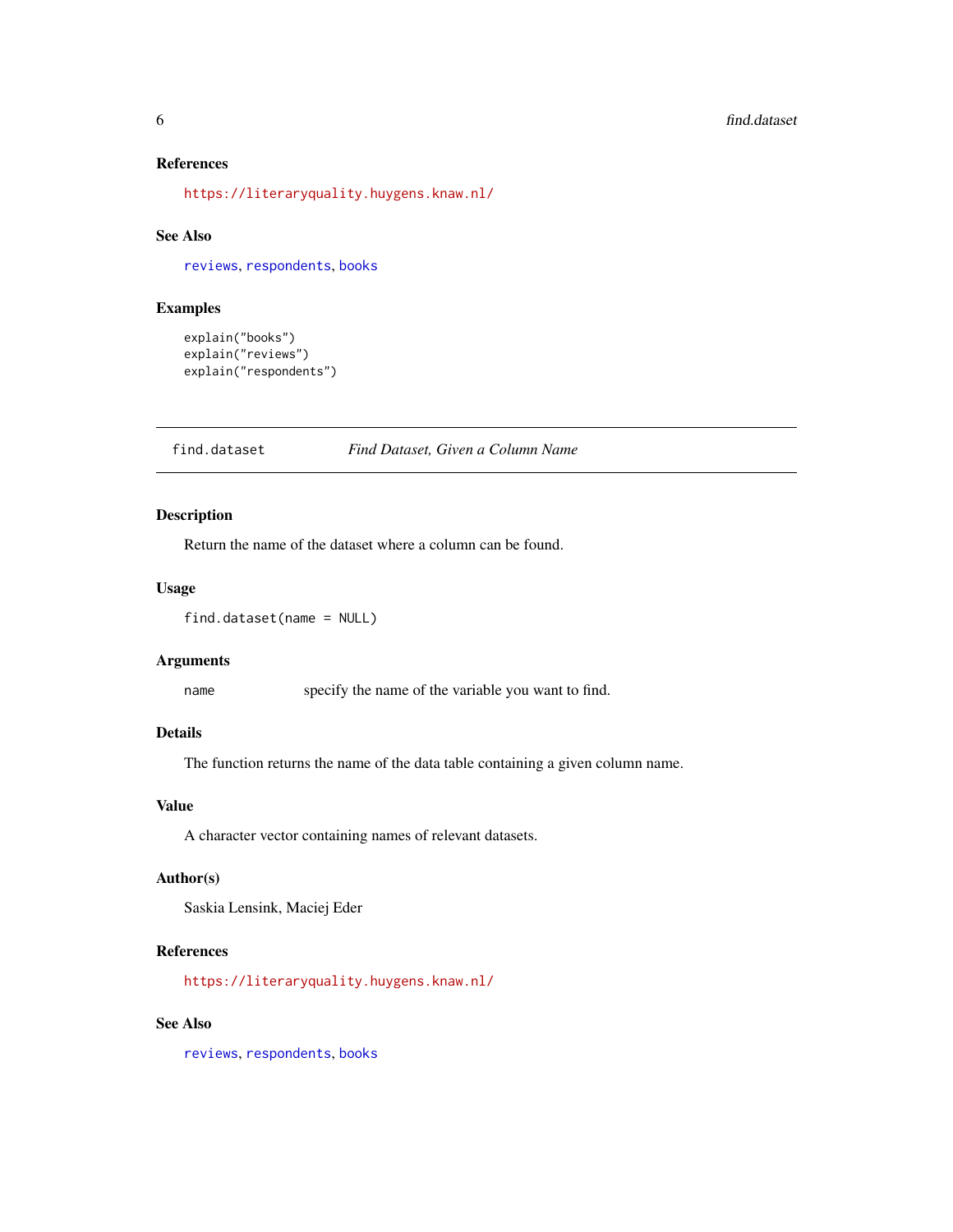### References

https://literaryquality.huygens.knaw.nl/

### See Also

reviews, respondents, books

### Examples

```
explain("books")
explain("reviews")
explain("respondents")
```

---

## find.dataset — *Find Dataset, Given a Column Name*

---

### Description

Return the name of the dataset where a column can be found.

### Usage

```
find.dataset(name = NULL)
```

### Arguments

| | |
|---|---|
| name | specify the name of the variable you want to find. |

### Details

The function returns the name of the data table containing a given column name.

### Value

A character vector containing names of relevant datasets.

### Author(s)

Saskia Lensink, Maciej Eder

### References

https://literaryquality.huygens.knaw.nl/

### See Also

reviews, respondents, books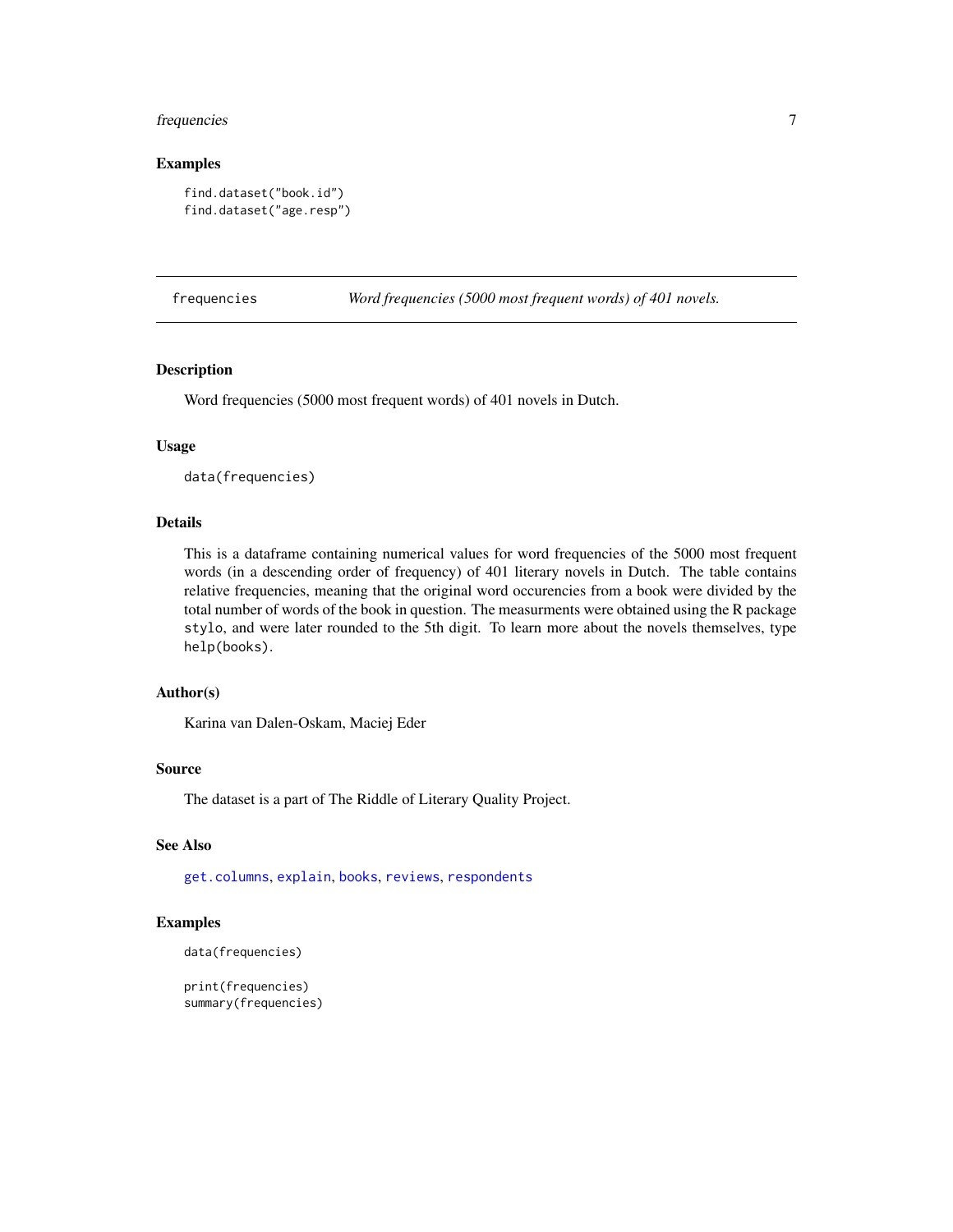### Examples

```
find.dataset("book.id")
find.dataset("age.resp")
```

---

## frequencies — *Word frequencies (5000 most frequent words) of 401 novels.*

---

### Description

Word frequencies (5000 most frequent words) of 401 novels in Dutch.

### Usage

```
data(frequencies)
```

### Details

This is a dataframe containing numerical values for word frequencies of the 5000 most frequent words (in a descending order of frequency) of 401 literary novels in Dutch. The table contains relative frequencies, meaning that the original word occurencies from a book were divided by the total number of words of the book in question. The measurments were obtained using the R package `stylo`, and were later rounded to the 5th digit. To learn more about the novels themselves, type `help(books)`.

### Author(s)

Karina van Dalen-Oskam, Maciej Eder

### Source

The dataset is a part of The Riddle of Literary Quality Project.

### See Also

`get.columns`, `explain`, `books`, `reviews`, `respondents`

### Examples

```
data(frequencies)

print(frequencies)
summary(frequencies)
```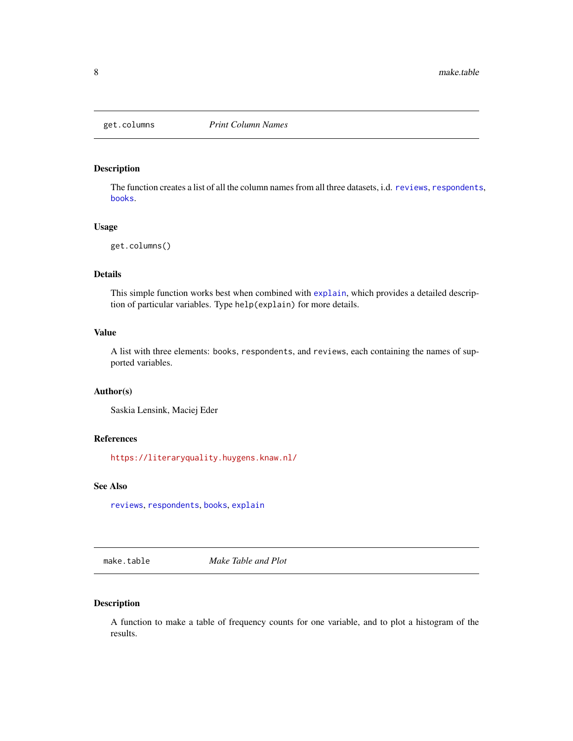## get.columns — *Print Column Names*

### Description

The function creates a list of all the column names from all three datasets, i.d. `reviews`, `respondents`, `books`.

### Usage

```
get.columns()
```

### Details

This simple function works best when combined with `explain`, which provides a detailed description of particular variables. Type `help(explain)` for more details.

### Value

A list with three elements: `books`, `respondents`, and `reviews`, each containing the names of supported variables.

### Author(s)

Saskia Lensink, Maciej Eder

### References

https://literaryquality.huygens.knaw.nl/

### See Also

`reviews`, `respondents`, `books`, `explain`

## make.table — *Make Table and Plot*

### Description

A function to make a table of frequency counts for one variable, and to plot a histogram of the results.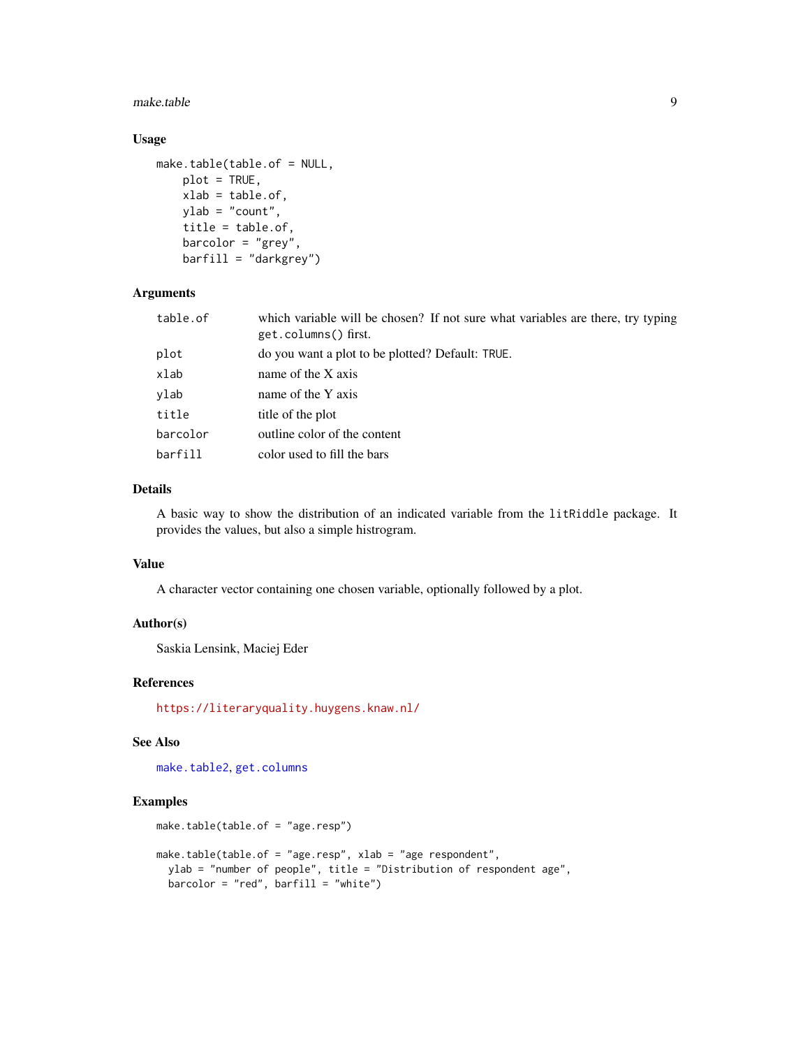### Usage

```
make.table(table.of = NULL,
    plot = TRUE,
    xlab = table.of,
    ylab = "count",
    title = table.of,
    barcolor = "grey",
    barfill = "darkgrey")
```

### Arguments

| | |
|---|---|
| `table.of` | which variable will be chosen? If not sure what variables are there, try typing `get.columns()` first. |
| `plot` | do you want a plot to be plotted? Default: `TRUE`. |
| `xlab` | name of the X axis |
| `ylab` | name of the Y axis |
| `title` | title of the plot |
| `barcolor` | outline color of the content |
| `barfill` | color used to fill the bars |

### Details

A basic way to show the distribution of an indicated variable from the `litRiddle` package. It provides the values, but also a simple histrogram.

### Value

A character vector containing one chosen variable, optionally followed by a plot.

### Author(s)

Saskia Lensink, Maciej Eder

### References

https://literaryquality.huygens.knaw.nl/

### See Also

`make.table2`, `get.columns`

### Examples

```
make.table(table.of = "age.resp")

make.table(table.of = "age.resp", xlab = "age respondent",
  ylab = "number of people", title = "Distribution of respondent age",
  barcolor = "red", barfill = "white")
```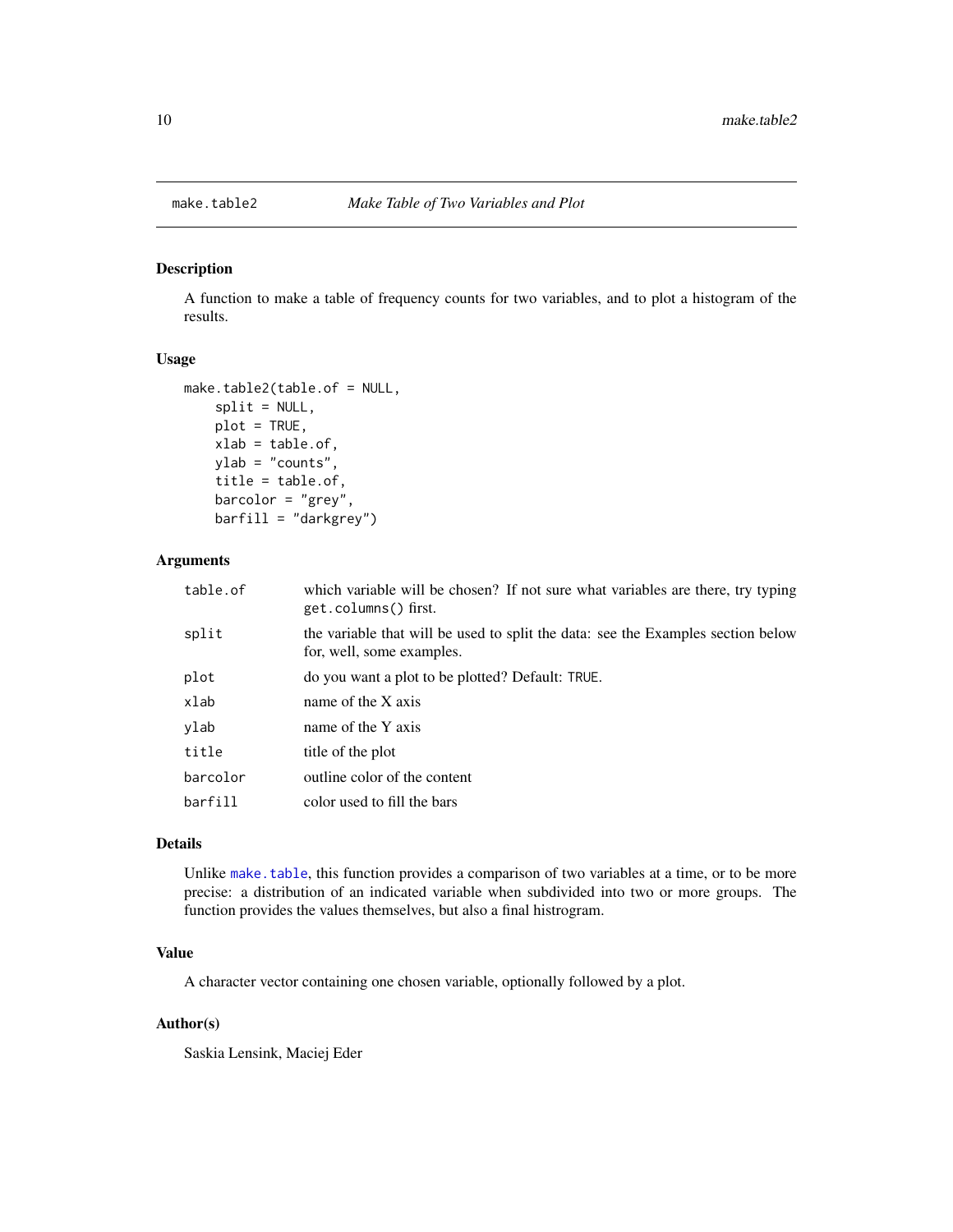## make.table2 — *Make Table of Two Variables and Plot*

### Description

A function to make a table of frequency counts for two variables, and to plot a histogram of the results.

### Usage

```
make.table2(table.of = NULL,
    split = NULL,
    plot = TRUE,
    xlab = table.of,
    ylab = "counts",
    title = table.of,
    barcolor = "grey",
    barfill = "darkgrey")
```

### Arguments

| | |
|---|---|
| `table.of` | which variable will be chosen? If not sure what variables are there, try typing `get.columns()` first. |
| `split` | the variable that will be used to split the data: see the Examples section below for, well, some examples. |
| `plot` | do you want a plot to be plotted? Default: `TRUE`. |
| `xlab` | name of the X axis |
| `ylab` | name of the Y axis |
| `title` | title of the plot |
| `barcolor` | outline color of the content |
| `barfill` | color used to fill the bars |

### Details

Unlike `make.table`, this function provides a comparison of two variables at a time, or to be more precise: a distribution of an indicated variable when subdivided into two or more groups. The function provides the values themselves, but also a final histrogram.

### Value

A character vector containing one chosen variable, optionally followed by a plot.

### Author(s)

Saskia Lensink, Maciej Eder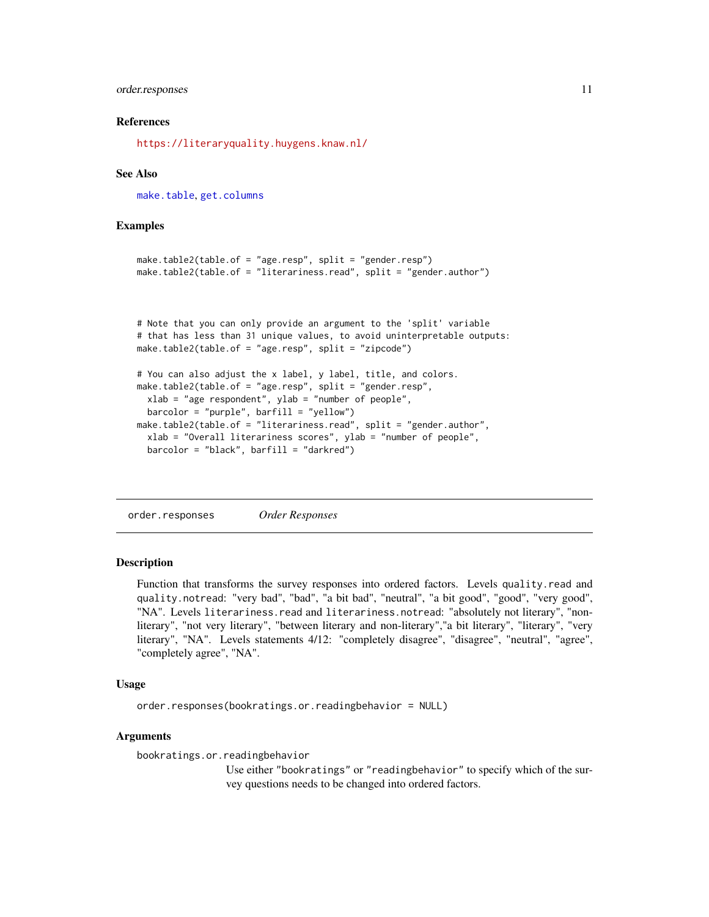### References

https://literaryquality.huygens.knaw.nl/

### See Also

make.table, get.columns

### Examples

```
make.table2(table.of = "age.resp", split = "gender.resp")
make.table2(table.of = "literariness.read", split = "gender.author")



# Note that you can only provide an argument to the 'split' variable
# that has less than 31 unique values, to avoid uninterpretable outputs:
make.table2(table.of = "age.resp", split = "zipcode")

# You can also adjust the x label, y label, title, and colors.
make.table2(table.of = "age.resp", split = "gender.resp",
  xlab = "age respondent", ylab = "number of people",
  barcolor = "purple", barfill = "yellow")
make.table2(table.of = "literariness.read", split = "gender.author",
  xlab = "Overall literariness scores", ylab = "number of people",
  barcolor = "black", barfill = "darkred")
```

---

## order.responses *Order Responses*

### Description

Function that transforms the survey responses into ordered factors. Levels quality.read and quality.notread: "very bad", "bad", "a bit bad", "neutral", "a bit good", "good", "very good", "NA". Levels literariness.read and literariness.notread: "absolutely not literary", "non-literary", "not very literary", "between literary and non-literary","a bit literary", "literary", "very literary", "NA". Levels statements 4/12: "completely disagree", "disagree", "neutral", "agree", "completely agree", "NA".

### Usage

```
order.responses(bookratings.or.readingbehavior = NULL)
```

### Arguments

bookratings.or.readingbehavior
: Use either "bookratings" or "readingbehavior" to specify which of the survey questions needs to be changed into ordered factors.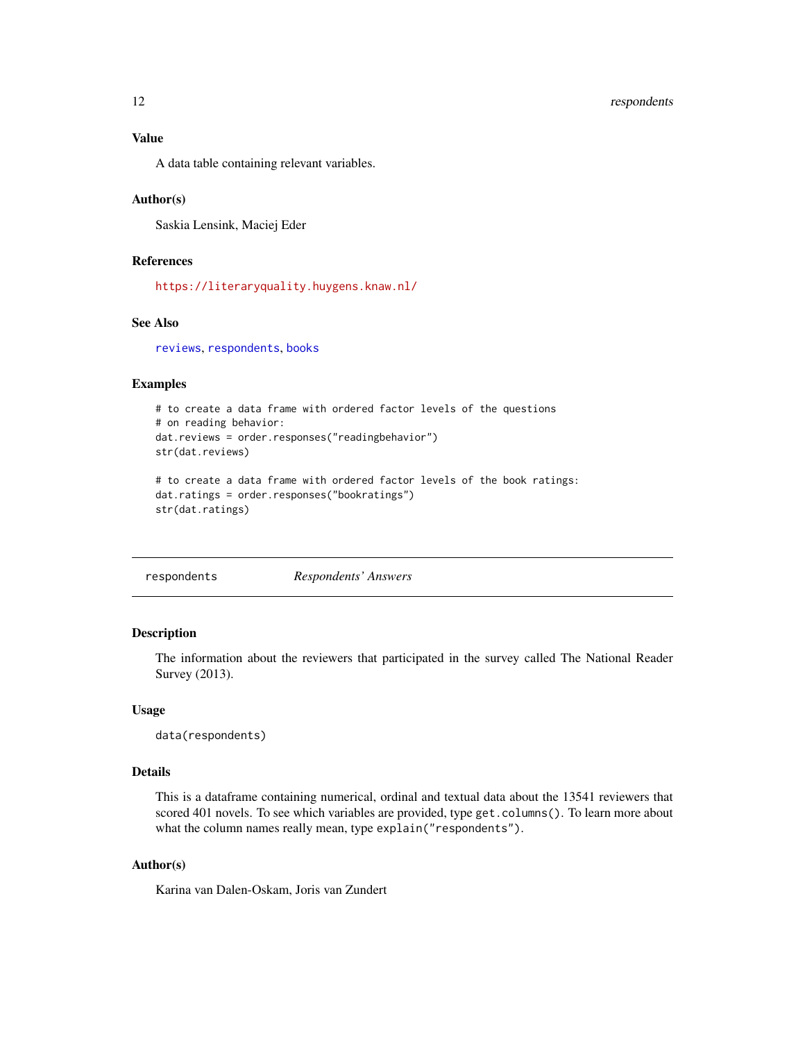### Value

A data table containing relevant variables.

### Author(s)

Saskia Lensink, Maciej Eder

### References

https://literaryquality.huygens.knaw.nl/

### See Also

reviews, respondents, books

### Examples

```
# to create a data frame with ordered factor levels of the questions
# on reading behavior:
dat.reviews = order.responses("readingbehavior")
str(dat.reviews)

# to create a data frame with ordered factor levels of the book ratings:
dat.ratings = order.responses("bookratings")
str(dat.ratings)
```

---

## respondents — *Respondents' Answers*

### Description

The information about the reviewers that participated in the survey called The National Reader Survey (2013).

### Usage

```
data(respondents)
```

### Details

This is a dataframe containing numerical, ordinal and textual data about the 13541 reviewers that scored 401 novels. To see which variables are provided, type `get.columns()`. To learn more about what the column names really mean, type `explain("respondents")`.

### Author(s)

Karina van Dalen-Oskam, Joris van Zundert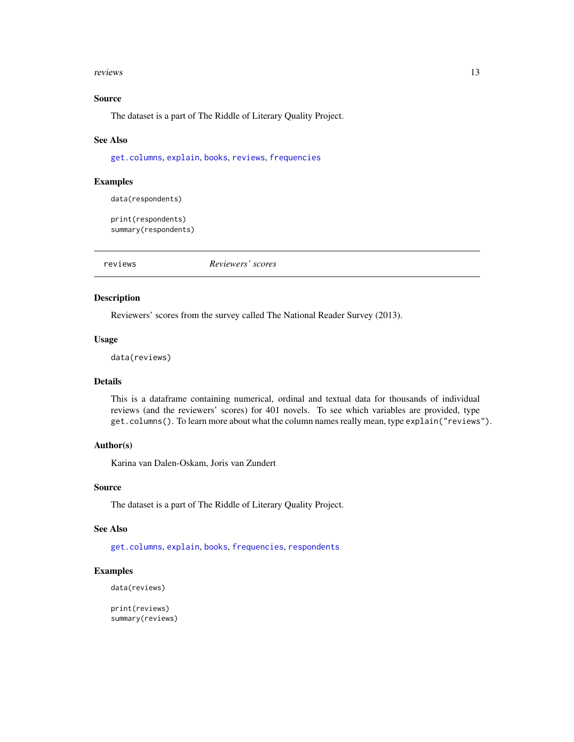### Source

The dataset is a part of The Riddle of Literary Quality Project.

### See Also

`get.columns`, `explain`, `books`, `reviews`, `frequencies`

### Examples

```
data(respondents)

print(respondents)
summary(respondents)
```

---

## reviews — *Reviewers' scores*

---

### Description

Reviewers' scores from the survey called The National Reader Survey (2013).

### Usage

```
data(reviews)
```

### Details

This is a dataframe containing numerical, ordinal and textual data for thousands of individual reviews (and the reviewers' scores) for 401 novels. To see which variables are provided, type `get.columns()`. To learn more about what the column names really mean, type `explain("reviews")`.

### Author(s)

Karina van Dalen-Oskam, Joris van Zundert

### Source

The dataset is a part of The Riddle of Literary Quality Project.

### See Also

`get.columns`, `explain`, `books`, `frequencies`, `respondents`

### Examples

```
data(reviews)

print(reviews)
summary(reviews)
```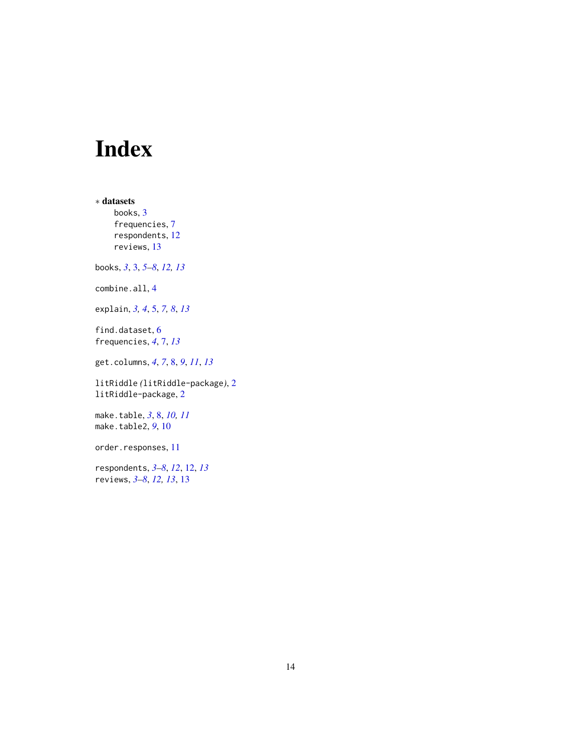# Index

* **datasets**
    books, 3
    frequencies, 7
    respondents, 12
    reviews, 13

books, *3*, 3, *5–8*, *12, 13*

combine.all, 4

explain, *3, 4*, 5, *7, 8*, *13*

find.dataset, 6
frequencies, *4*, 7, *13*

get.columns, *4*, *7*, 8, *9*, *11*, *13*

litRiddle *(*litRiddle-package*)*, 2
litRiddle-package, 2

make.table, *3*, 8, *10, 11*
make.table2, *9*, 10

order.responses, 11

respondents, *3–8*, *12*, 12, *13*
reviews, *3–8*, *12, 13*, 13